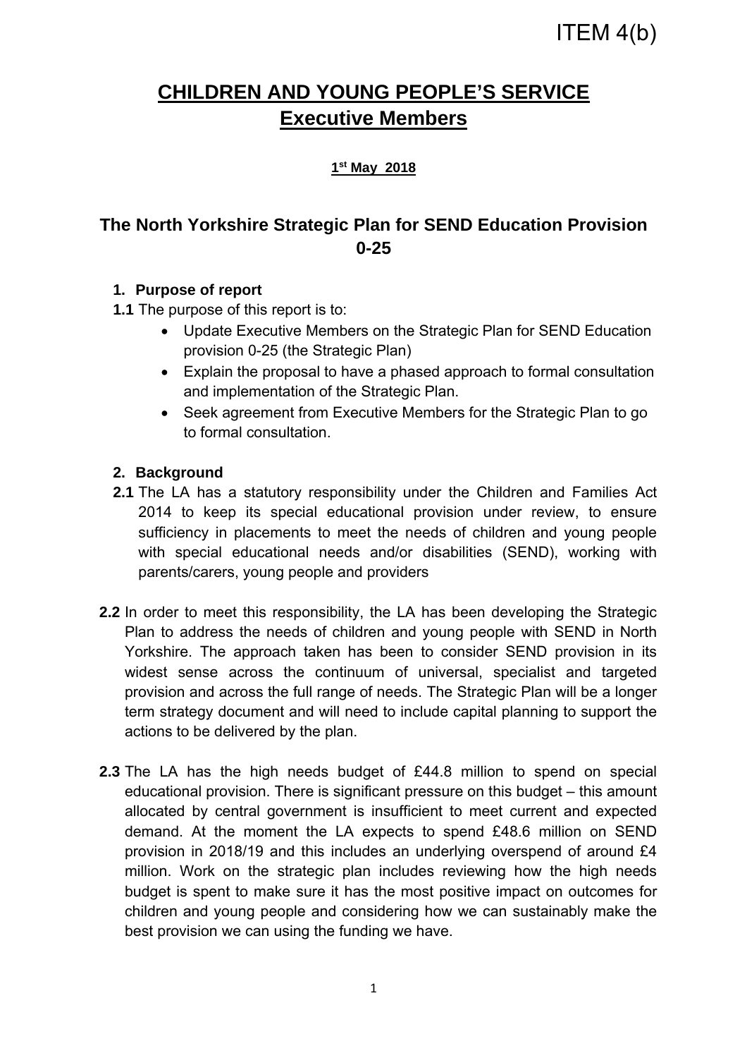ITEM 4(b)

# CHILDREN AND YOUNG PEOPLE'S SERVICE
# Executive Members

**1st May 2018**

## The North Yorkshire Strategic Plan for SEND Education Provision 0-25

### 1. Purpose of report

**1.1** The purpose of this report is to:

- Update Executive Members on the Strategic Plan for SEND Education provision 0-25 (the Strategic Plan)
- Explain the proposal to have a phased approach to formal consultation and implementation of the Strategic Plan.
- Seek agreement from Executive Members for the Strategic Plan to go to formal consultation.

### 2. Background

**2.1** The LA has a statutory responsibility under the Children and Families Act 2014 to keep its special educational provision under review, to ensure sufficiency in placements to meet the needs of children and young people with special educational needs and/or disabilities (SEND), working with parents/carers, young people and providers

**2.2** In order to meet this responsibility, the LA has been developing the Strategic Plan to address the needs of children and young people with SEND in North Yorkshire. The approach taken has been to consider SEND provision in its widest sense across the continuum of universal, specialist and targeted provision and across the full range of needs. The Strategic Plan will be a longer term strategy document and will need to include capital planning to support the actions to be delivered by the plan.

**2.3** The LA has the high needs budget of £44.8 million to spend on special educational provision. There is significant pressure on this budget – this amount allocated by central government is insufficient to meet current and expected demand. At the moment the LA expects to spend £48.6 million on SEND provision in 2018/19 and this includes an underlying overspend of around £4 million. Work on the strategic plan includes reviewing how the high needs budget is spent to make sure it has the most positive impact on outcomes for children and young people and considering how we can sustainably make the best provision we can using the funding we have.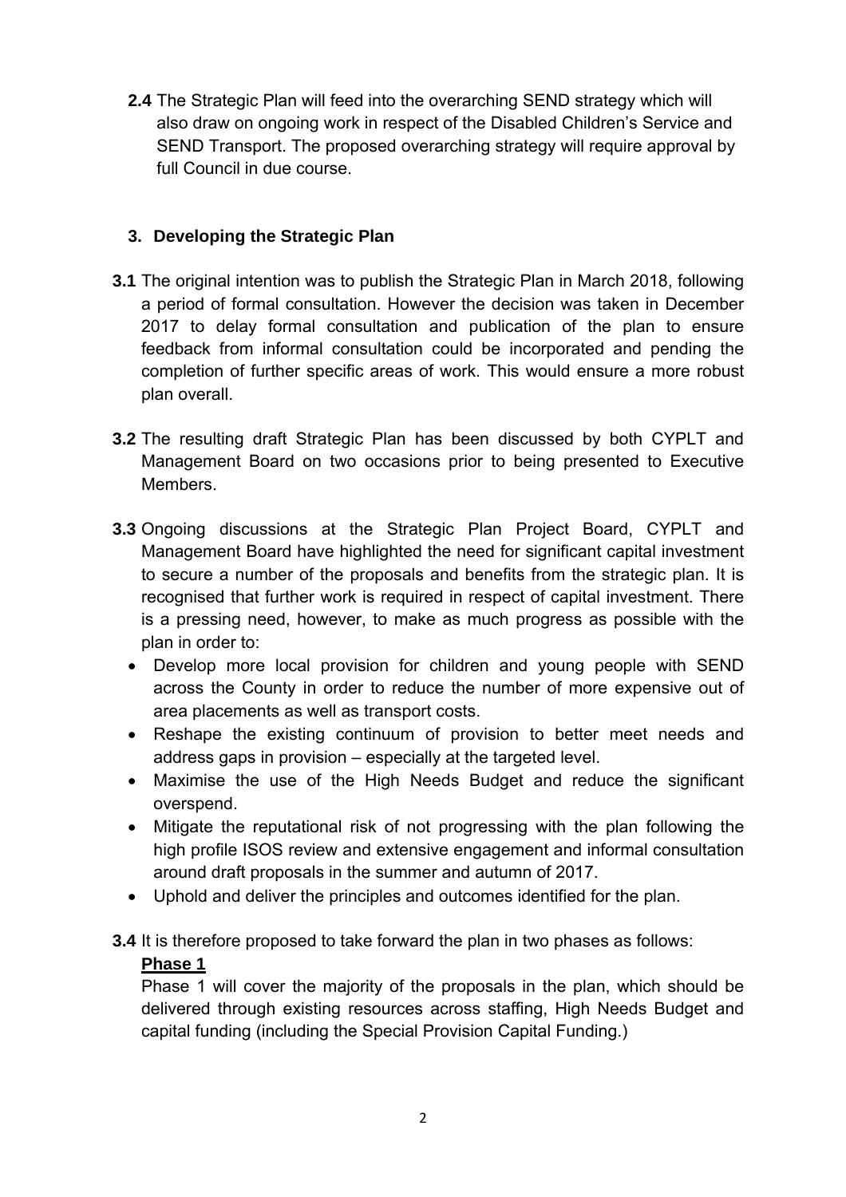**2.4** The Strategic Plan will feed into the overarching SEND strategy which will also draw on ongoing work in respect of the Disabled Children's Service and SEND Transport. The proposed overarching strategy will require approval by full Council in due course.

## 3. Developing the Strategic Plan

**3.1** The original intention was to publish the Strategic Plan in March 2018, following a period of formal consultation. However the decision was taken in December 2017 to delay formal consultation and publication of the plan to ensure feedback from informal consultation could be incorporated and pending the completion of further specific areas of work. This would ensure a more robust plan overall.

**3.2** The resulting draft Strategic Plan has been discussed by both CYPLT and Management Board on two occasions prior to being presented to Executive Members.

**3.3** Ongoing discussions at the Strategic Plan Project Board, CYPLT and Management Board have highlighted the need for significant capital investment to secure a number of the proposals and benefits from the strategic plan. It is recognised that further work is required in respect of capital investment. There is a pressing need, however, to make as much progress as possible with the plan in order to:

- Develop more local provision for children and young people with SEND across the County in order to reduce the number of more expensive out of area placements as well as transport costs.
- Reshape the existing continuum of provision to better meet needs and address gaps in provision – especially at the targeted level.
- Maximise the use of the High Needs Budget and reduce the significant overspend.
- Mitigate the reputational risk of not progressing with the plan following the high profile ISOS review and extensive engagement and informal consultation around draft proposals in the summer and autumn of 2017.
- Uphold and deliver the principles and outcomes identified for the plan.

**3.4** It is therefore proposed to take forward the plan in two phases as follows:

**Phase 1**

Phase 1 will cover the majority of the proposals in the plan, which should be delivered through existing resources across staffing, High Needs Budget and capital funding (including the Special Provision Capital Funding.)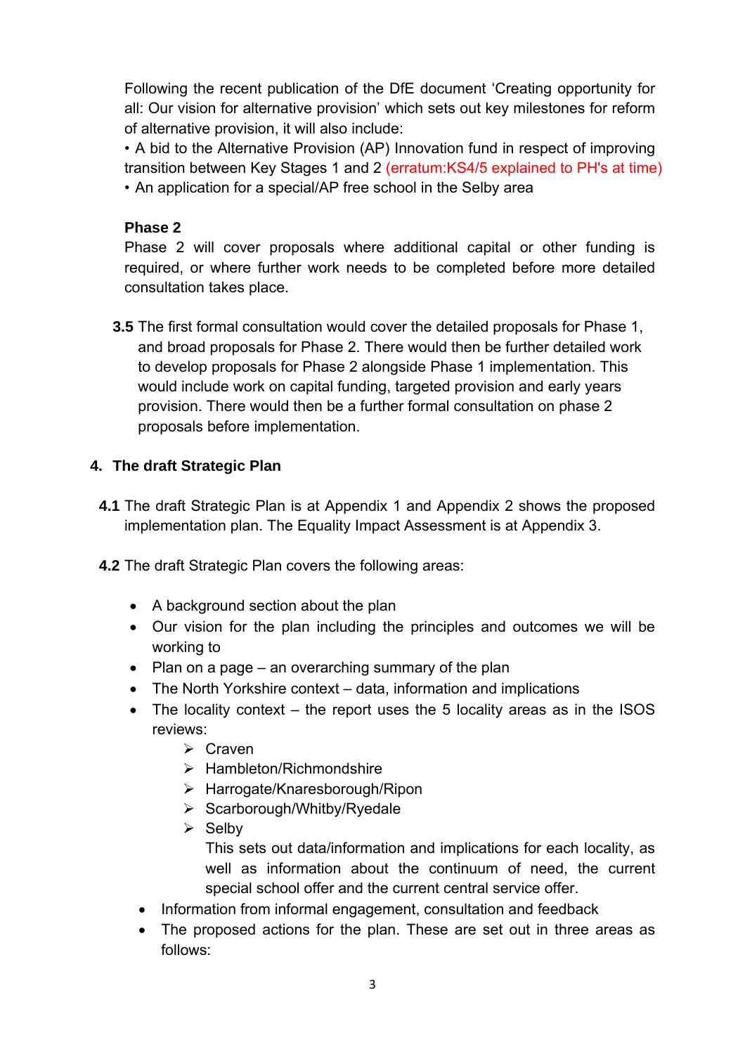Following the recent publication of the DfE document 'Creating opportunity for all: Our vision for alternative provision' which sets out key milestones for reform of alternative provision, it will also include:

• A bid to the Alternative Provision (AP) Innovation fund in respect of improving transition between Key Stages 1 and 2 (erratum:KS4/5 explained to PH's at time)

• An application for a special/AP free school in the Selby area

**Phase 2**

Phase 2 will cover proposals where additional capital or other funding is required, or where further work needs to be completed before more detailed consultation takes place.

**3.5** The first formal consultation would cover the detailed proposals for Phase 1, and broad proposals for Phase 2. There would then be further detailed work to develop proposals for Phase 2 alongside Phase 1 implementation. This would include work on capital funding, targeted provision and early years provision. There would then be a further formal consultation on phase 2 proposals before implementation.

## 4. The draft Strategic Plan

**4.1** The draft Strategic Plan is at Appendix 1 and Appendix 2 shows the proposed implementation plan. The Equality Impact Assessment is at Appendix 3.

**4.2** The draft Strategic Plan covers the following areas:

- A background section about the plan
- Our vision for the plan including the principles and outcomes we will be working to
- Plan on a page – an overarching summary of the plan
- The North Yorkshire context – data, information and implications
- The locality context – the report uses the 5 locality areas as in the ISOS reviews:
  - Craven
  - Hambleton/Richmondshire
  - Harrogate/Knaresborough/Ripon
  - Scarborough/Whitby/Ryedale
  - Selby

    This sets out data/information and implications for each locality, as well as information about the continuum of need, the current special school offer and the current central service offer.
- Information from informal engagement, consultation and feedback
- The proposed actions for the plan. These are set out in three areas as follows: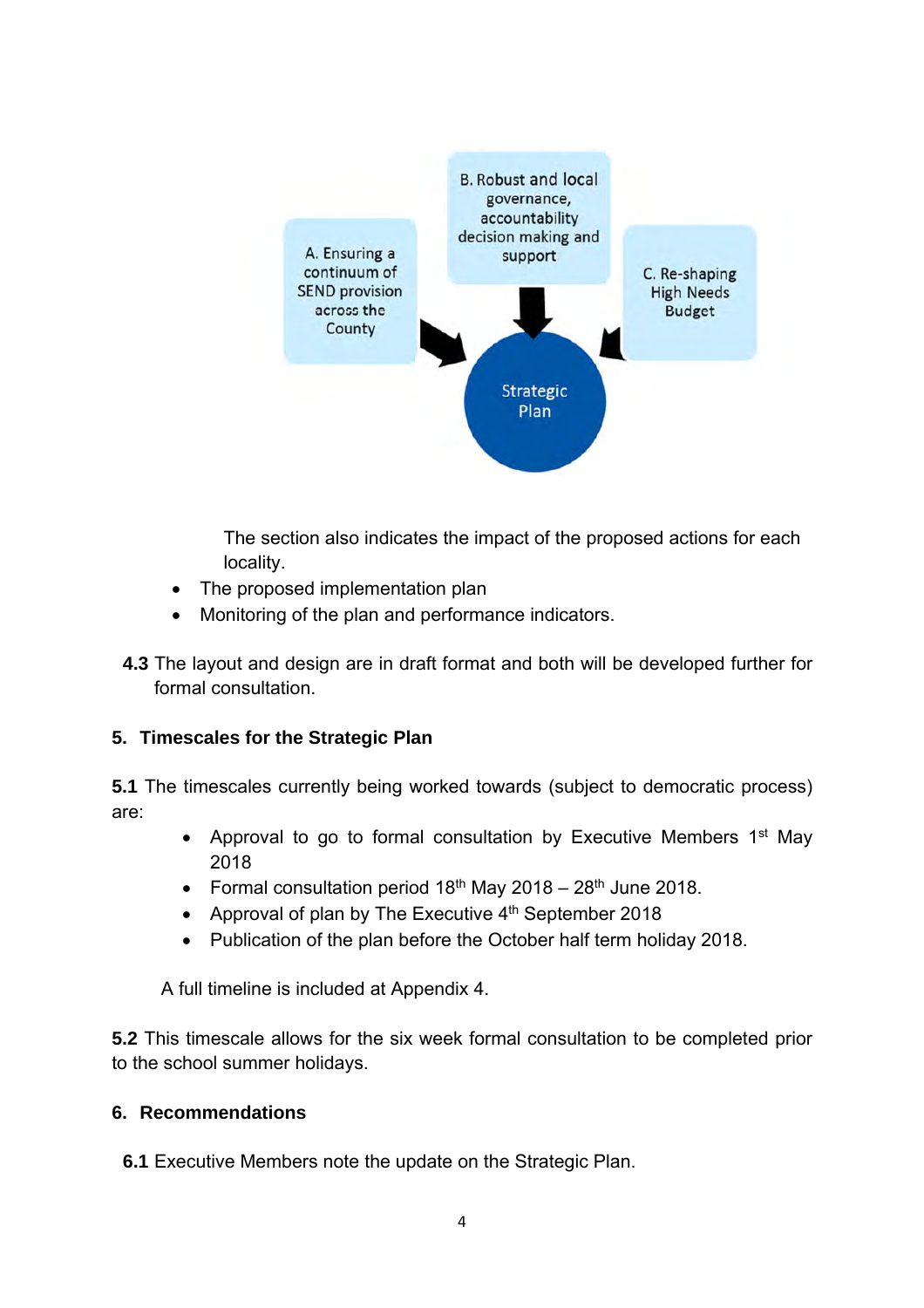A. Ensuring a continuum of SEND provision across the County

B. Robust and local governance, accountability decision making and support

C. Re-shaping High Needs Budget

Strategic Plan

The section also indicates the impact of the proposed actions for each locality.

- The proposed implementation plan
- Monitoring of the plan and performance indicators.

**4.3** The layout and design are in draft format and both will be developed further for formal consultation.

## 5. Timescales for the Strategic Plan

**5.1** The timescales currently being worked towards (subject to democratic process) are:

- Approval to go to formal consultation by Executive Members 1st May 2018
- Formal consultation period 18th May 2018 – 28th June 2018.
- Approval of plan by The Executive 4th September 2018
- Publication of the plan before the October half term holiday 2018.

A full timeline is included at Appendix 4.

**5.2** This timescale allows for the six week formal consultation to be completed prior to the school summer holidays.

## 6. Recommendations

**6.1** Executive Members note the update on the Strategic Plan.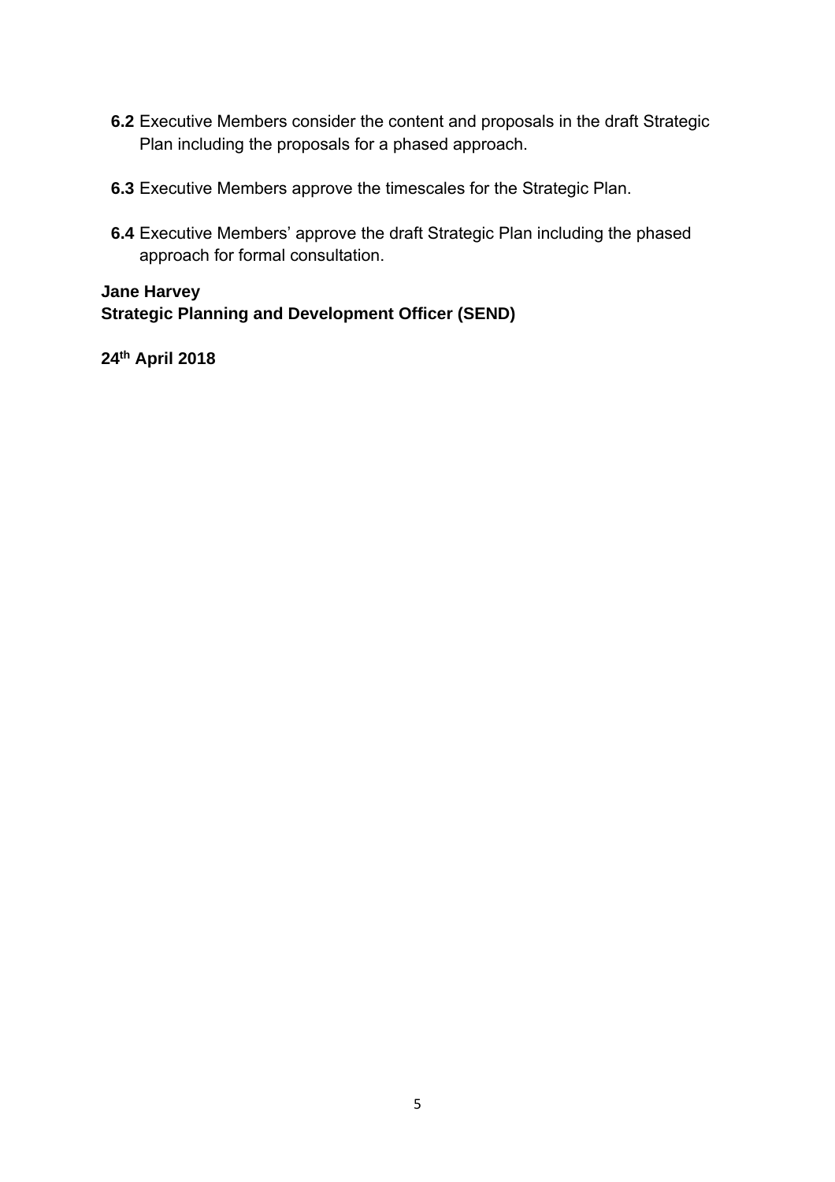**6.2** Executive Members consider the content and proposals in the draft Strategic Plan including the proposals for a phased approach.

**6.3** Executive Members approve the timescales for the Strategic Plan.

**6.4** Executive Members' approve the draft Strategic Plan including the phased approach for formal consultation.

**Jane Harvey**
**Strategic Planning and Development Officer (SEND)**

**24th April 2018**